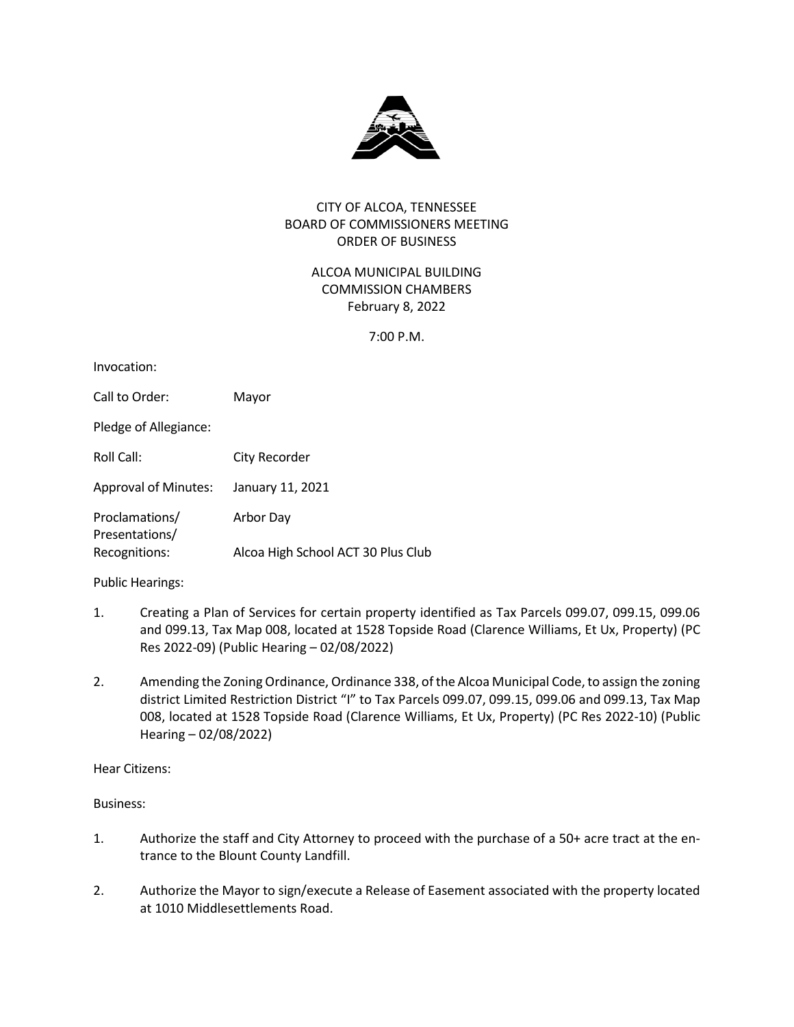# CITY OF ALCOA, TENNESSEE
## BOARD OF COMMISSIONERS MEETING
## ORDER OF BUSINESS

ALCOA MUNICIPAL BUILDING
COMMISSION CHAMBERS
February 8, 2022

7:00 P.M.

Invocation:

Call to Order: Mayor

Pledge of Allegiance:

Roll Call: City Recorder

Approval of Minutes: January 11, 2021

Proclamations/ Presentations/ Recognitions: Arbor Day

Alcoa High School ACT 30 Plus Club

Public Hearings:

1. Creating a Plan of Services for certain property identified as Tax Parcels 099.07, 099.15, 099.06 and 099.13, Tax Map 008, located at 1528 Topside Road (Clarence Williams, Et Ux, Property) (PC Res 2022-09) (Public Hearing – 02/08/2022)

2. Amending the Zoning Ordinance, Ordinance 338, of the Alcoa Municipal Code, to assign the zoning district Limited Restriction District "I" to Tax Parcels 099.07, 099.15, 099.06 and 099.13, Tax Map 008, located at 1528 Topside Road (Clarence Williams, Et Ux, Property) (PC Res 2022-10) (Public Hearing – 02/08/2022)

Hear Citizens:

Business:

1. Authorize the staff and City Attorney to proceed with the purchase of a 50+ acre tract at the entrance to the Blount County Landfill.

2. Authorize the Mayor to sign/execute a Release of Easement associated with the property located at 1010 Middlesettlements Road.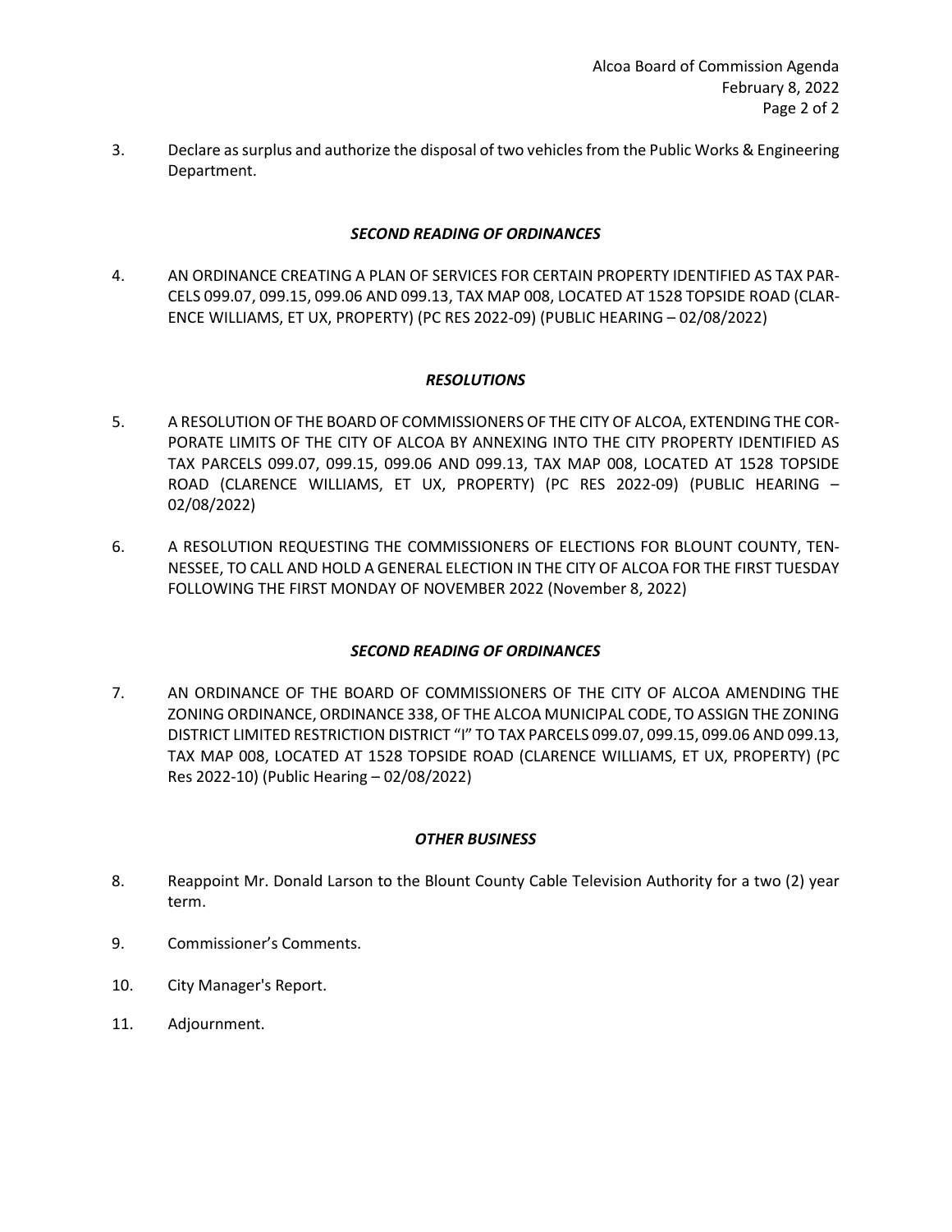3. Declare as surplus and authorize the disposal of two vehicles from the Public Works & Engineering Department.

### *SECOND READING OF ORDINANCES*

4. AN ORDINANCE CREATING A PLAN OF SERVICES FOR CERTAIN PROPERTY IDENTIFIED AS TAX PARCELS 099.07, 099.15, 099.06 AND 099.13, TAX MAP 008, LOCATED AT 1528 TOPSIDE ROAD (CLARENCE WILLIAMS, ET UX, PROPERTY) (PC RES 2022-09) (PUBLIC HEARING – 02/08/2022)

### *RESOLUTIONS*

5. A RESOLUTION OF THE BOARD OF COMMISSIONERS OF THE CITY OF ALCOA, EXTENDING THE CORPORATE LIMITS OF THE CITY OF ALCOA BY ANNEXING INTO THE CITY PROPERTY IDENTIFIED AS TAX PARCELS 099.07, 099.15, 099.06 AND 099.13, TAX MAP 008, LOCATED AT 1528 TOPSIDE ROAD (CLARENCE WILLIAMS, ET UX, PROPERTY) (PC RES 2022-09) (PUBLIC HEARING – 02/08/2022)

6. A RESOLUTION REQUESTING THE COMMISSIONERS OF ELECTIONS FOR BLOUNT COUNTY, TENNESSEE, TO CALL AND HOLD A GENERAL ELECTION IN THE CITY OF ALCOA FOR THE FIRST TUESDAY FOLLOWING THE FIRST MONDAY OF NOVEMBER 2022 (November 8, 2022)

### *SECOND READING OF ORDINANCES*

7. AN ORDINANCE OF THE BOARD OF COMMISSIONERS OF THE CITY OF ALCOA AMENDING THE ZONING ORDINANCE, ORDINANCE 338, OF THE ALCOA MUNICIPAL CODE, TO ASSIGN THE ZONING DISTRICT LIMITED RESTRICTION DISTRICT "I" TO TAX PARCELS 099.07, 099.15, 099.06 AND 099.13, TAX MAP 008, LOCATED AT 1528 TOPSIDE ROAD (CLARENCE WILLIAMS, ET UX, PROPERTY) (PC Res 2022-10) (Public Hearing – 02/08/2022)

### *OTHER BUSINESS*

8. Reappoint Mr. Donald Larson to the Blount County Cable Television Authority for a two (2) year term.

9. Commissioner's Comments.

10. City Manager's Report.

11. Adjournment.